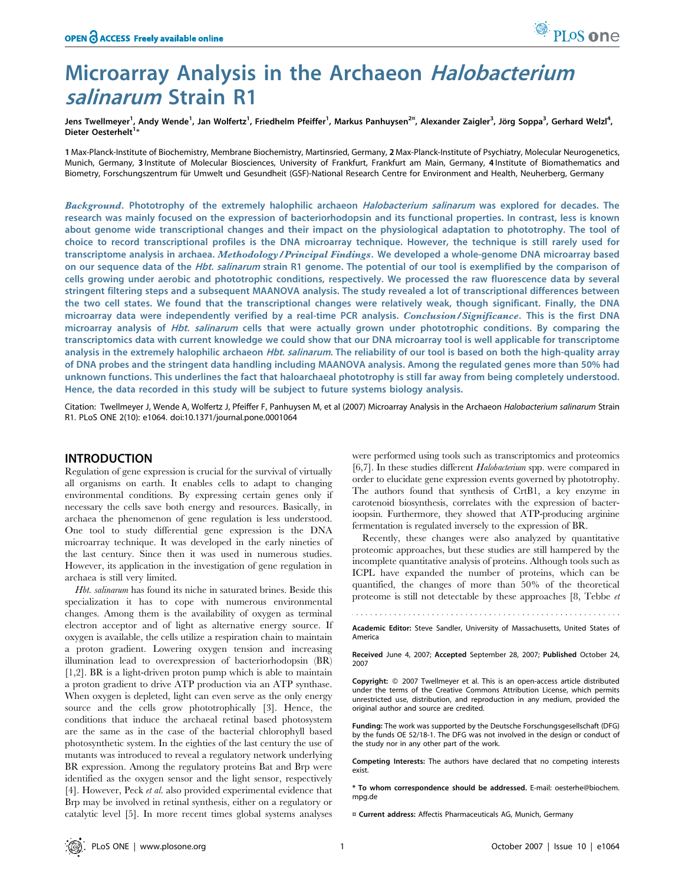# Microarray Analysis in the Archaeon *Halobacterium salinarum* Strain R1

Jens Twellmeyer[1], Andy Wende[1], Jan Wolfertz[1], Friedhelm Pfeiffer[1], Markus Panhuysen[2¤], Alexander Zaigler[3], Jörg Soppa[3], Gerhard Welzl[4], Dieter Oesterhelt[1]*

1 Max-Planck-Institute of Biochemistry, Membrane Biochemistry, Martinsried, Germany, 2 Max-Planck-Institute of Psychiatry, Molecular Neurogenetics, Munich, Germany, 3 Institute of Molecular Biosciences, University of Frankfurt, Frankfurt am Main, Germany, 4 Institute of Biomathematics and Biometry, Forschungszentrum für Umwelt und Gesundheit (GSF)-National Research Centre for Environment and Health, Neuherberg, Germany

***Background*****.** **Phototrophy of the extremely halophilic archaeon *Halobacterium salinarum* was explored for decades. The research was mainly focused on the expression of bacteriorhodopsin and its functional properties. In contrast, less is known about genome wide transcriptional changes and their impact on the physiological adaptation to phototrophy. The tool of choice to record transcriptional profiles is the DNA microarray technique. However, the technique is still rarely used for transcriptome analysis in archaea.** ***Methodology/Principal Findings*****.** **We developed a whole-genome DNA microarray based on our sequence data of the *Hbt. salinarum* strain R1 genome. The potential of our tool is exemplified by the comparison of cells growing under aerobic and phototrophic conditions, respectively. We processed the raw fluorescence data by several stringent filtering steps and a subsequent MAANOVA analysis. The study revealed a lot of transcriptional differences between the two cell states. We found that the transcriptional changes were relatively weak, though significant. Finally, the DNA microarray data were independently verified by a real-time PCR analysis.** ***Conclusion/Significance*****.** **This is the first DNA microarray analysis of *Hbt. salinarum* cells that were actually grown under phototrophic conditions. By comparing the transcriptomics data with current knowledge we could show that our DNA microarray tool is well applicable for transcriptome analysis in the extremely halophilic archaeon *Hbt. salinarum*. The reliability of our tool is based on both the high-quality array of DNA probes and the stringent data handling including MAANOVA analysis. Among the regulated genes more than 50% had unknown functions. This underlines the fact that haloarchaeal phototrophy is still far away from being completely understood. Hence, the data recorded in this study will be subject to future systems biology analysis.**

Citation: Twellmeyer J, Wende A, Wolfertz J, Pfeiffer F, Panhuysen M, et al (2007) Microarray Analysis in the Archaeon *Halobacterium salinarum* Strain R1. PLoS ONE 2(10): e1064. doi:10.1371/journal.pone.0001064

## INTRODUCTION

Regulation of gene expression is crucial for the survival of virtually all organisms on earth. It enables cells to adapt to changing environmental conditions. By expressing certain genes only if necessary the cells save both energy and resources. Basically, in archaea the phenomenon of gene regulation is less understood. One tool to study differential gene expression is the DNA microarray technique. It was developed in the early nineties of the last century. Since then it was used in numerous studies. However, its application in the investigation of gene regulation in archaea is still very limited.

*Hbt. salinarum* has found its niche in saturated brines. Beside this specialization it has to cope with numerous environmental changes. Among them is the availability of oxygen as terminal electron acceptor and of light as alternative energy source. If oxygen is available, the cells utilize a respiration chain to maintain a proton gradient. Lowering oxygen tension and increasing illumination lead to overexpression of bacteriorhodopsin (BR) [1,2]. BR is a light-driven proton pump which is able to maintain a proton gradient to drive ATP production via an ATP synthase. When oxygen is depleted, light can even serve as the only energy source and the cells grow phototrophically [3]. Hence, the conditions that induce the archaeal retinal based photosystem are the same as in the case of the bacterial chlorophyll based photosynthetic system. In the eighties of the last century the use of mutants was introduced to reveal a regulatory network underlying BR expression. Among the regulatory proteins Bat and Brp were identified as the oxygen sensor and the light sensor, respectively [4]. However, Peck *et al.* also provided experimental evidence that Brp may be involved in retinal synthesis, either on a regulatory or catalytic level [5]. In more recent times global systems analyses were performed using tools such as transcriptomics and proteomics [6,7]. In these studies different *Halobacterium* spp. were compared in order to elucidate gene expression events governed by phototrophy. The authors found that synthesis of CrtB1, a key enzyme in carotenoid biosynthesis, correlates with the expression of bacterioopsin. Furthermore, they showed that ATP-producing arginine fermentation is regulated inversely to the expression of BR.

Recently, these changes were also analyzed by quantitative proteomic approaches, but these studies are still hampered by the incomplete quantitative analysis of proteins. Although tools such as ICPL have expanded the number of proteins, which can be quantified, the changes of more than 50% of the theoretical proteome is still not detectable by these approaches [8, Tebbe *et*

Academic Editor: Steve Sandler, University of Massachusetts, United States of America

Received June 4, 2007; Accepted September 28, 2007; Published October 24, 2007

Copyright: © 2007 Twellmeyer et al. This is an open-access article distributed under the terms of the Creative Commons Attribution License, which permits unrestricted use, distribution, and reproduction in any medium, provided the original author and source are credited.

Funding: The work was supported by the Deutsche Forschungsgesellschaft (DFG) by the funds OE 52/18-1. The DFG was not involved in the design or conduct of the study nor in any other part of the work.

Competing Interests: The authors have declared that no competing interests exist.

\* To whom correspondence should be addressed. E-mail: oesterhe@biochem.mpg.de

¤ Current address: Affectis Pharmaceuticals AG, Munich, Germany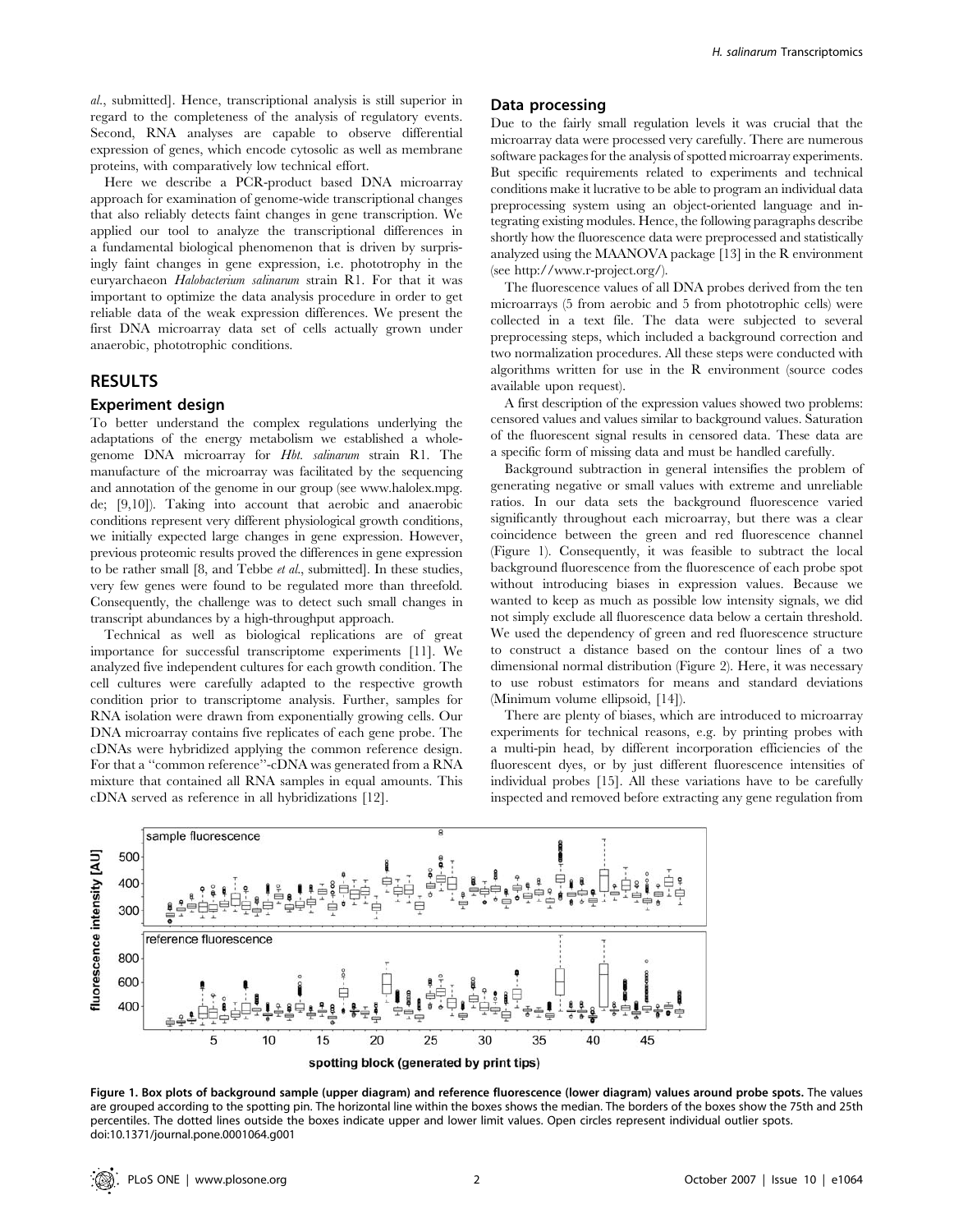al., submitted]. Hence, transcriptional analysis is still superior in regard to the completeness of the analysis of regulatory events. Second, RNA analyses are capable to observe differential expression of genes, which encode cytosolic as well as membrane proteins, with comparatively low technical effort.

Here we describe a PCR-product based DNA microarray approach for examination of genome-wide transcriptional changes that also reliably detects faint changes in gene transcription. We applied our tool to analyze the transcriptional differences in a fundamental biological phenomenon that is driven by surprisingly faint changes in gene expression, i.e. phototrophy in the euryarchaeon *Halobacterium salinarum* strain R1. For that it was important to optimize the data analysis procedure in order to get reliable data of the weak expression differences. We present the first DNA microarray data set of cells actually grown under anaerobic, phototrophic conditions.

# RESULTS

## Experiment design

To better understand the complex regulations underlying the adaptations of the energy metabolism we established a whole-genome DNA microarray for *Hbt. salinarum* strain R1. The manufacture of the microarray was facilitated by the sequencing and annotation of the genome in our group (see www.halolex.mpg.de; [9,10]). Taking into account that aerobic and anaerobic conditions represent very different physiological growth conditions, we initially expected large changes in gene expression. However, previous proteomic results proved the differences in gene expression to be rather small [8, and Tebbe *et al.*, submitted]. In these studies, very few genes were found to be regulated more than threefold. Consequently, the challenge was to detect such small changes in transcript abundances by a high-throughput approach.

Technical as well as biological replications are of great importance for successful transcriptome experiments [11]. We analyzed five independent cultures for each growth condition. The cell cultures were carefully adapted to the respective growth condition prior to transcriptome analysis. Further, samples for RNA isolation were drawn from exponentially growing cells. Our DNA microarray contains five replicates of each gene probe. The cDNAs were hybridized applying the common reference design. For that a "common reference"-cDNA was generated from a RNA mixture that contained all RNA samples in equal amounts. This cDNA served as reference in all hybridizations [12].

## Data processing

Due to the fairly small regulation levels it was crucial that the microarray data were processed very carefully. There are numerous software packages for the analysis of spotted microarray experiments. But specific requirements related to experiments and technical conditions make it lucrative to be able to program an individual data preprocessing system using an object-oriented language and integrating existing modules. Hence, the following paragraphs describe shortly how the fluorescence data were preprocessed and statistically analyzed using the MAANOVA package [13] in the R environment (see http://www.r-project.org/).

The fluorescence values of all DNA probes derived from the ten microarrays (5 from aerobic and 5 from phototrophic cells) were collected in a text file. The data were subjected to several preprocessing steps, which included a background correction and two normalization procedures. All these steps were conducted with algorithms written for use in the R environment (source codes available upon request).

A first description of the expression values showed two problems: censored values and values similar to background values. Saturation of the fluorescent signal results in censored data. These data are a specific form of missing data and must be handled carefully.

Background subtraction in general intensifies the problem of generating negative or small values with extreme and unreliable ratios. In our data sets the background fluorescence varied significantly throughout each microarray, but there was a clear coincidence between the green and red fluorescence channel (Figure 1). Consequently, it was feasible to subtract the local background fluorescence from the fluorescence of each probe spot without introducing biases in expression values. Because we wanted to keep as much as possible low intensity signals, we did not simply exclude all fluorescence data below a certain threshold. We used the dependency of green and red fluorescence structure to construct a distance based on the contour lines of a two dimensional normal distribution (Figure 2). Here, it was necessary to use robust estimators for means and standard deviations (Minimum volume ellipsoid, [14]).

There are plenty of biases, which are introduced to microarray experiments for technical reasons, e.g. by printing probes with a multi-pin head, by different incorporation efficiencies of the fluorescent dyes, or by just different fluorescence intensities of individual probes [15]. All these variations have to be carefully inspected and removed before extracting any gene regulation from

**Figure 1. Box plots of background sample (upper diagram) and reference fluorescence (lower diagram) values around probe spots.** The values are grouped according to the spotting pin. The horizontal line within the boxes shows the median. The borders of the boxes show the 75th and 25th percentiles. The dotted lines outside the boxes indicate upper and lower limit values. Open circles represent individual outlier spots.
doi:10.1371/journal.pone.0001064.g001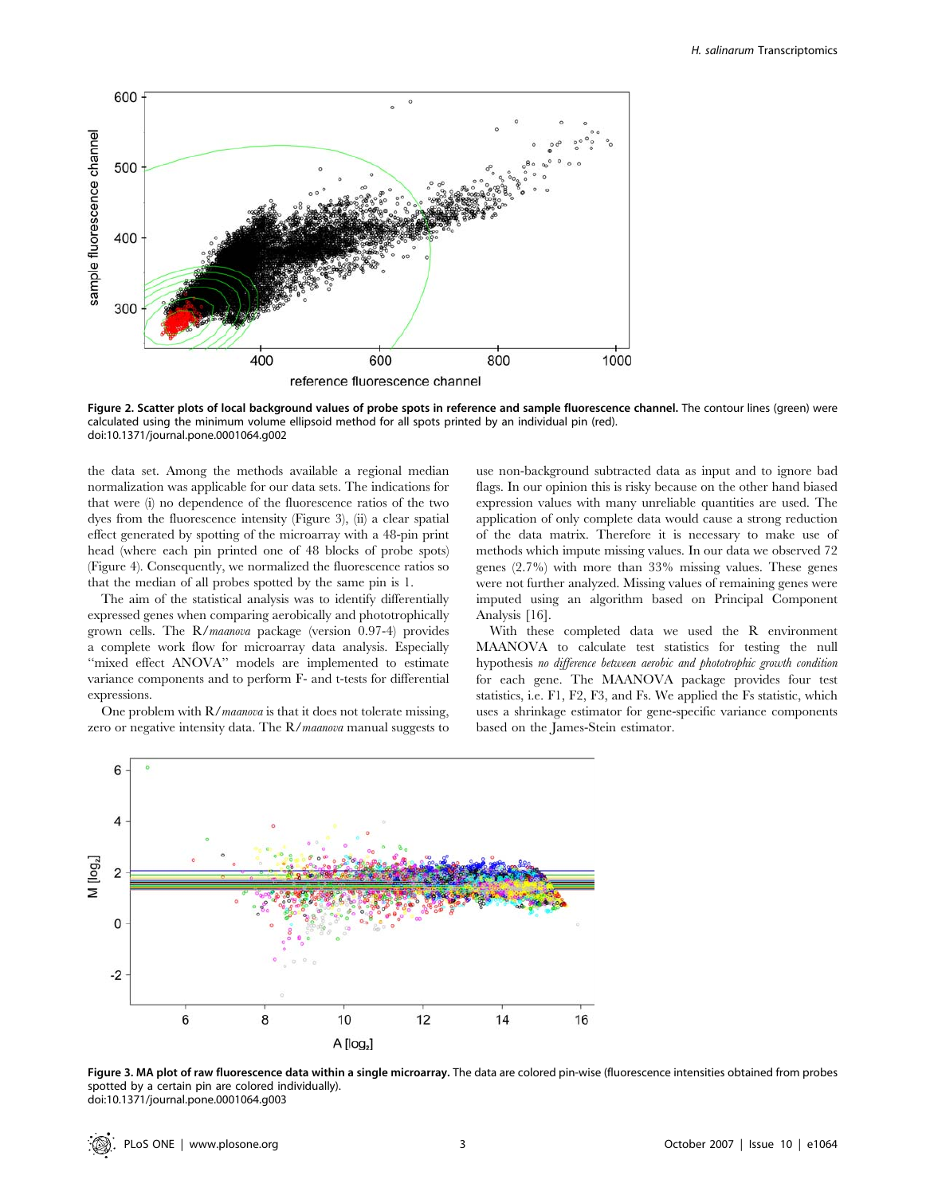Figure 2. Scatter plots of local background values of probe spots in reference and sample fluorescence channel. The contour lines (green) were calculated using the minimum volume ellipsoid method for all spots printed by an individual pin (red).
doi:10.1371/journal.pone.0001064.g002

the data set. Among the methods available a regional median normalization was applicable for our data sets. The indications for that were (i) no dependence of the fluorescence ratios of the two dyes from the fluorescence intensity (Figure 3), (ii) a clear spatial effect generated by spotting of the microarray with a 48-pin print head (where each pin printed one of 48 blocks of probe spots) (Figure 4). Consequently, we normalized the fluorescence ratios so that the median of all probes spotted by the same pin is 1.

The aim of the statistical analysis was to identify differentially expressed genes when comparing aerobically and phototrophically grown cells. The R/*maanova* package (version 0.97-4) provides a complete work flow for microarray data analysis. Especially "mixed effect ANOVA" models are implemented to estimate variance components and to perform F- and t-tests for differential expressions.

One problem with R/*maanova* is that it does not tolerate missing, zero or negative intensity data. The R/*maanova* manual suggests to use non-background subtracted data as input and to ignore bad flags. In our opinion this is risky because on the other hand biased expression values with many unreliable quantities are used. The application of only complete data would cause a strong reduction of the data matrix. Therefore it is necessary to make use of methods which impute missing values. In our data we observed 72 genes (2.7%) with more than 33% missing values. These genes were not further analyzed. Missing values of remaining genes were imputed using an algorithm based on Principal Component Analysis [16].

With these completed data we used the R environment MAANOVA to calculate test statistics for testing the null hypothesis *no difference between aerobic and phototrophic growth condition* for each gene. The MAANOVA package provides four test statistics, i.e. F1, F2, F3, and Fs. We applied the Fs statistic, which uses a shrinkage estimator for gene-specific variance components based on the James-Stein estimator.

Figure 3. MA plot of raw fluorescence data within a single microarray. The data are colored pin-wise (fluorescence intensities obtained from probes spotted by a certain pin are colored individually).
doi:10.1371/journal.pone.0001064.g003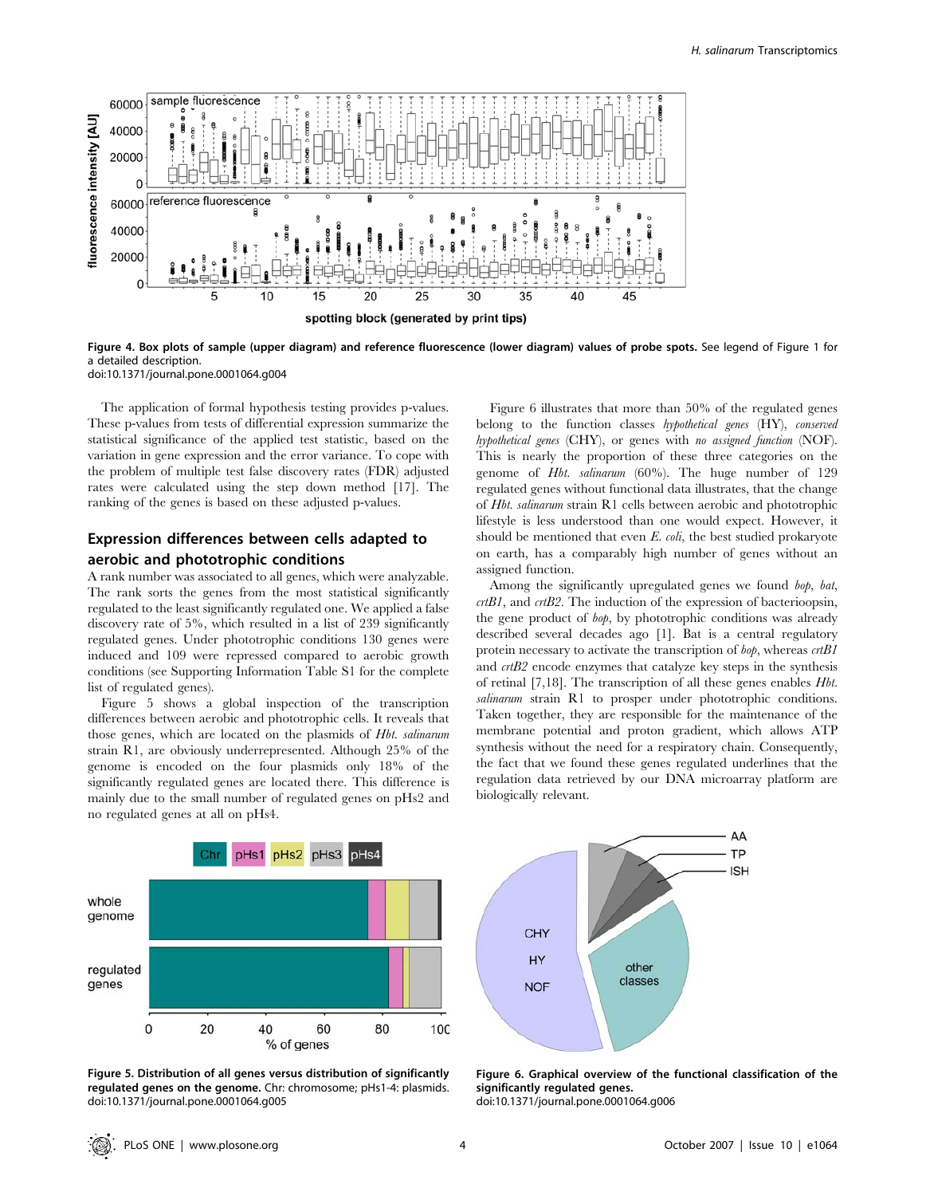Figure 4. Box plots of sample (upper diagram) and reference fluorescence (lower diagram) values of probe spots. See legend of Figure 1 for a detailed description.
doi:10.1371/journal.pone.0001064.g004

The application of formal hypothesis testing provides p-values. These p-values from tests of differential expression summarize the statistical significance of the applied test statistic, based on the variation in gene expression and the error variance. To cope with the problem of multiple test false discovery rates (FDR) adjusted rates were calculated using the step down method [17]. The ranking of the genes is based on these adjusted p-values.

## Expression differences between cells adapted to aerobic and phototrophic conditions

A rank number was associated to all genes, which were analyzable. The rank sorts the genes from the most statistical significantly regulated to the least significantly regulated one. We applied a false discovery rate of 5%, which resulted in a list of 239 significantly regulated genes. Under phototrophic conditions 130 genes were induced and 109 were repressed compared to aerobic growth conditions (see Supporting Information Table S1 for the complete list of regulated genes).

Figure 5 shows a global inspection of the transcription differences between aerobic and phototrophic cells. It reveals that those genes, which are located on the plasmids of *Hbt. salinarum* strain R1, are obviously underrepresented. Although 25% of the genome is encoded on the four plasmids only 18% of the significantly regulated genes are located there. This difference is mainly due to the small number of regulated genes on pHs2 and no regulated genes at all on pHs4.

Figure 6 illustrates that more than 50% of the regulated genes belong to the function classes *hypothetical genes* (HY), *conserved hypothetical genes* (CHY), or genes with *no assigned function* (NOF). This is nearly the proportion of these three categories on the genome of *Hbt. salinarum* (60%). The huge number of 129 regulated genes without functional data illustrates, that the change of *Hbt. salinarum* strain R1 cells between aerobic and phototrophic lifestyle is less understood than one would expect. However, it should be mentioned that even *E. coli*, the best studied prokaryote on earth, has a comparably high number of genes without an assigned function.

Among the significantly upregulated genes we found *bop*, *bat*, *crtB1*, and *crtB2*. The induction of the expression of bacterioopsin, the gene product of *bop*, by phototrophic conditions was already described several decades ago [1]. Bat is a central regulatory protein necessary to activate the transcription of *bop*, whereas *crtB1* and *crtB2* encode enzymes that catalyze key steps in the synthesis of retinal [7,18]. The transcription of all these genes enables *Hbt. salinarum* strain R1 to prosper under phototrophic conditions. Taken together, they are responsible for the maintenance of the membrane potential and proton gradient, which allows ATP synthesis without the need for a respiratory chain. Consequently, the fact that we found these genes regulated underlines that the regulation data retrieved by our DNA microarray platform are biologically relevant.

Figure 5. Distribution of all genes versus distribution of significantly regulated genes on the genome. Chr: chromosome; pHs1-4: plasmids.
doi:10.1371/journal.pone.0001064.g005

Figure 6. Graphical overview of the functional classification of the significantly regulated genes.
doi:10.1371/journal.pone.0001064.g006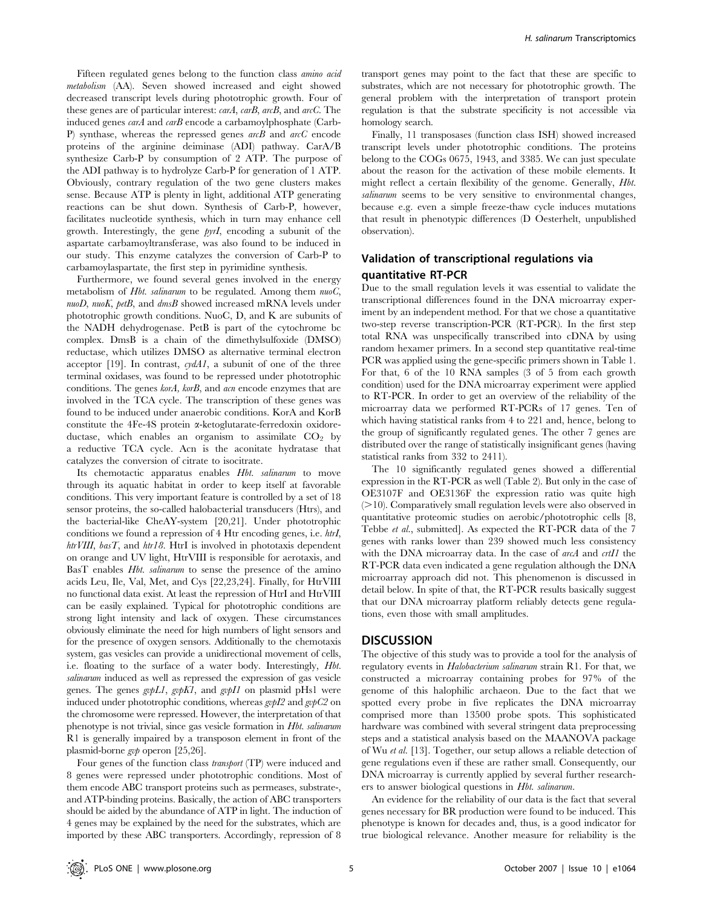Fifteen regulated genes belong to the function class *amino acid metabolism* (AA). Seven showed increased and eight showed decreased transcript levels during phototrophic growth. Four of these genes are of particular interest: *carA*, *carB*, *arcB*, and *arcC*. The induced genes *carA* and *carB* encode a carbamoylphosphate (Carb-P) synthase, whereas the repressed genes *arcB* and *arcC* encode proteins of the arginine deiminase (ADI) pathway. CarA/B synthesize Carb-P by consumption of 2 ATP. The purpose of the ADI pathway is to hydrolyze Carb-P for generation of 1 ATP. Obviously, contrary regulation of the two gene clusters makes sense. Because ATP is plenty in light, additional ATP generating reactions can be shut down. Synthesis of Carb-P, however, facilitates nucleotide synthesis, which in turn may enhance cell growth. Interestingly, the gene *pyrI*, encoding a subunit of the aspartate carbamoyltransferase, was also found to be induced in our study. This enzyme catalyzes the conversion of Carb-P to carbamoylaspartate, the first step in pyrimidine synthesis.

Furthermore, we found several genes involved in the energy metabolism of *Hbt. salinarum* to be regulated. Among them *nuoC*, *nuoD*, *nuoK*, *petB*, and *dmsB* showed increased mRNA levels under phototrophic growth conditions. NuoC, D, and K are subunits of the NADH dehydrogenase. PetB is part of the cytochrome bc complex. DmsB is a chain of the dimethylsulfoxide (DMSO) reductase, which utilizes DMSO as alternative terminal electron acceptor [19]. In contrast, *cydA1*, a subunit of one of the three terminal oxidases, was found to be repressed under phototrophic conditions. The genes *korA*, *korB*, and *acn* encode enzymes that are involved in the TCA cycle. The transcription of these genes was found to be induced under anaerobic conditions. KorA and KorB constitute the 4Fe-4S protein α-ketoglutarate-ferredoxin oxidoreductase, which enables an organism to assimilate $CO_2$ by a reductive TCA cycle. Acn is the aconitate hydratase that catalyzes the conversion of citrate to isocitrate.

Its chemotactic apparatus enables *Hbt. salinarum* to move through its aquatic habitat in order to keep itself at favorable conditions. This very important feature is controlled by a set of 18 sensor proteins, the so-called halobacterial transducers (Htrs), and the bacterial-like CheAY-system [20,21]. Under phototrophic conditions we found a repression of 4 Htr encoding genes, i.e. *htrI*, *htrVIII*, *basT*, and *htr18*. HtrI is involved in phototaxis dependent on orange and UV light, HtrVIII is responsible for aerotaxis, and BasT enables *Hbt. salinarum* to sense the presence of the amino acids Leu, Ile, Val, Met, and Cys [22,23,24]. Finally, for HtrVIII no functional data exist. At least the repression of HtrI and HtrVIII can be easily explained. Typical for phototrophic conditions are strong light intensity and lack of oxygen. These circumstances obviously eliminate the need for high numbers of light sensors and for the presence of oxygen sensors. Additionally to the chemotaxis system, gas vesicles can provide a unidirectional movement of cells, i.e. floating to the surface of a water body. Interestingly, *Hbt. salinarum* induced as well as repressed the expression of gas vesicle genes. The genes *gvpL1*, *gvpK1*, and *gvpI1* on plasmid pHs1 were induced under phototrophic conditions, whereas *gvpI2* and *gvpC2* on the chromosome were repressed. However, the interpretation of that phenotype is not trivial, since gas vesicle formation in *Hbt. salinarum* R1 is generally impaired by a transposon element in front of the plasmid-borne *gvp* operon [25,26].

Four genes of the function class *transport* (TP) were induced and 8 genes were repressed under phototrophic conditions. Most of them encode ABC transport proteins such as permeases, substrate-, and ATP-binding proteins. Basically, the action of ABC transporters should be aided by the abundance of ATP in light. The induction of 4 genes may be explained by the need for the substrates, which are imported by these ABC transporters. Accordingly, repression of 8 transport genes may point to the fact that these are specific to substrates, which are not necessary for phototrophic growth. The general problem with the interpretation of transport protein regulation is that the substrate specificity is not accessible via homology search.

Finally, 11 transposases (function class ISH) showed increased transcript levels under phototrophic conditions. The proteins belong to the COGs 0675, 1943, and 3385. We can just speculate about the reason for the activation of these mobile elements. It might reflect a certain flexibility of the genome. Generally, *Hbt. salinarum* seems to be very sensitive to environmental changes, because e.g. even a simple freeze-thaw cycle induces mutations that result in phenotypic differences (D Oesterhelt, unpublished observation).

## Validation of transcriptional regulations via quantitative RT-PCR

Due to the small regulation levels it was essential to validate the transcriptional differences found in the DNA microarray experiment by an independent method. For that we chose a quantitative two-step reverse transcription-PCR (RT-PCR). In the first step total RNA was unspecifically transcribed into cDNA by using random hexamer primers. In a second step quantitative real-time PCR was applied using the gene-specific primers shown in Table 1. For that, 6 of the 10 RNA samples (3 of 5 from each growth condition) used for the DNA microarray experiment were applied to RT-PCR. In order to get an overview of the reliability of the microarray data we performed RT-PCRs of 17 genes. Ten of which having statistical ranks from 4 to 221 and, hence, belong to the group of significantly regulated genes. The other 7 genes are distributed over the range of statistically insignificant genes (having statistical ranks from 332 to 2411).

The 10 significantly regulated genes showed a differential expression in the RT-PCR as well (Table 2). But only in the case of OE3107F and OE3136F the expression ratio was quite high (>10). Comparatively small regulation levels were also observed in quantitative proteomic studies on aerobic/phototrophic cells [8, Tebbe *et al.*, submitted]. As expected the RT-PCR data of the 7 genes with ranks lower than 239 showed much less consistency with the DNA microarray data. In the case of *arcA* and *crtI1* the RT-PCR data even indicated a gene regulation although the DNA microarray approach did not. This phenomenon is discussed in detail below. In spite of that, the RT-PCR results basically suggest that our DNA microarray platform reliably detects gene regulations, even those with small amplitudes.

# DISCUSSION

The objective of this study was to provide a tool for the analysis of regulatory events in *Halobacterium salinarum* strain R1. For that, we constructed a microarray containing probes for 97% of the genome of this halophilic archaeon. Due to the fact that we spotted every probe in five replicates the DNA microarray comprised more than 13500 probe spots. This sophisticated hardware was combined with several stringent data preprocessing steps and a statistical analysis based on the MAANOVA package of Wu *et al.* [13]. Together, our setup allows a reliable detection of gene regulations even if these are rather small. Consequently, our DNA microarray is currently applied by several further researchers to answer biological questions in *Hbt. salinarum*.

An evidence for the reliability of our data is the fact that several genes necessary for BR production were found to be induced. This phenotype is known for decades and, thus, is a good indicator for true biological relevance. Another measure for reliability is the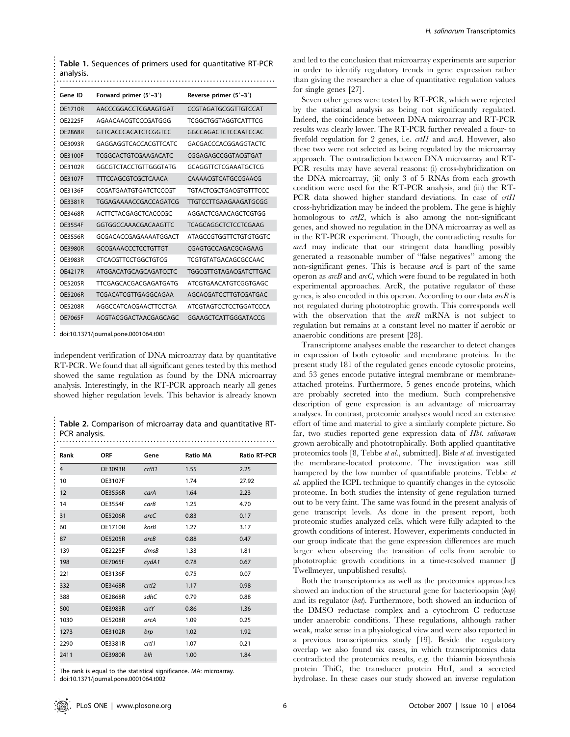**Table 1.** Sequences of primers used for quantitative RT-PCR analysis.

| Gene ID | Forward primer (5′–3′) | Reverse primer (5′–3′) |
|---|---|---|
| OE1710R | AACCCGGACCTCGAAGTGAT | CCGTAGATGCGGTTGTCCAT |
| OE2225F | AGAACAACGTCCCGATGGG | TCGGCTGGTAGGTCATTTCG |
| OE2868R | GTTCACCCACATCTCGGTCC | GGCCAGACTCTCCAATCCAC |
| OE3093R | GAGGAGGTCACCACGTTCATC | GACGACCCACGGAGGTACTC |
| OE3100F | TCGGCACTGTCGAAGACATC | CGGAGAGCCGGTACGTGAT |
| OE3102R | GGCGTCTACCTGTTGGGTATG | GCAGGTTCTCGAAATGCTCG |
| OE3107F | TTTCCAGCGTCGCTCAACA | CAAAACGTCATGCCGAACG |
| OE3136F | CCGATGAATGTGATCTCCCGT | TGTACTCGCTGACGTGTTTCCC |
| OE3381R | TGGAGAAAACCGACCAGATCG | TTGTCCTTGAAGAAGATGCGG |
| OE3468R | ACTTCTACGAGCTCACCCGC | AGGACTCGAACAGCTCGTGG |
| OE3554F | GGTGGCCAAACGACAAGTTC | TCAGCAGGCTCTCCTCGAAG |
| OE3556R | GCGACACCGAGAAAATGGACT | ATAGCCGTGGTTCTGTGTGGTC |
| OE3980R | GCCGAAACCCTCCTGTTGT | CGAGTGCCAGACGCAGAAG |
| OE3983R | CTCACGTTCCTGGCTGTCG | TCGTGTATGACAGCGCCAAC |
| OE4217R | ATGGACATGCAGCAGATCCTC | TGGCGTTGTAGACGATCTTGAC |
| OE5205R | TTCGAGCACGACGAGATGATG | ATCGTGAACATGTCGGTGAGC |
| OE5206R | TCGACATCGTTGAGGCAGAA | AGCACGATCCTTGTCGATGAC |
| OE5208R | AGGCCATCACGAACTTCCTGA | ATCGTAGTCCTCCTGGATCCCA |
| OE7065F | ACGTACGGACTAACGAGCAGC | GGAAGCTCATTGGGATACCG |

doi:10.1371/journal.pone.0001064.t001

independent verification of DNA microarray data by quantitative RT-PCR. We found that all significant genes tested by this method showed the same regulation as found by the DNA microarray analysis. Interestingly, in the RT-PCR approach nearly all genes showed higher regulation levels. This behavior is already known

**Table 2.** Comparison of microarray data and quantitative RT-PCR analysis.

| Rank | ORF | Gene | Ratio MA | Ratio RT-PCR |
|---|---|---|---|---|
| 4 | OE3093R | *crtB1* | 1.55 | 2.25 |
| 10 | OE3107F | | 1.74 | 27.92 |
| 12 | OE3556R | *carA* | 1.64 | 2.23 |
| 14 | OE3554F | *carB* | 1.25 | 4.70 |
| 31 | OE5206R | *arcC* | 0.83 | 0.17 |
| 60 | OE1710R | *korB* | 1.27 | 3.17 |
| 87 | OE5205R | *arcB* | 0.88 | 0.47 |
| 139 | OE2225F | *dmsB* | 1.33 | 1.81 |
| 198 | OE7065F | *cydA1* | 0.78 | 0.67 |
| 221 | OE3136F | | 0.75 | 0.07 |
| 332 | OE3468R | *crtI2* | 1.17 | 0.98 |
| 388 | OE2868R | *sdhC* | 0.79 | 0.88 |
| 500 | OE3983R | *crtY* | 0.86 | 1.36 |
| 1030 | OE5208R | *arcA* | 1.09 | 0.25 |
| 1273 | OE3102R | *brp* | 1.02 | 1.92 |
| 2290 | OE3381R | *crtI1* | 1.07 | 0.21 |
| 2411 | OE3980R | *blh* | 1.00 | 1.84 |

The rank is equal to the statistical significance. MA: microarray.
doi:10.1371/journal.pone.0001064.t002

and led to the conclusion that microarray experiments are superior in order to identify regulatory trends in gene expression rather than giving the researcher a clue of quantitative regulation values for single genes [27].

Seven other genes were tested by RT-PCR, which were rejected by the statistical analysis as being not significantly regulated. Indeed, the coincidence between DNA microarray and RT-PCR results was clearly lower. The RT-PCR further revealed a four- to fivefold regulation for 2 genes, i.e. *crtI1* and *arcA*. However, also these two were not selected as being regulated by the microarray approach. The contradiction between DNA microarray and RT-PCR results may have several reasons: (i) cross-hybridization on the DNA microarray, (ii) only 3 of 5 RNAs from each growth condition were used for the RT-PCR analysis, and (iii) the RT-PCR data showed higher standard deviations. In case of *crtI1* cross-hybridization may be indeed the problem. The gene is highly homologous to *crtI2*, which is also among the non-significant genes, and showed no regulation in the DNA microarray as well as in the RT-PCR experiment. Though, the contradicting results for *arcA* may indicate that our stringent data handling possibly generated a reasonable number of "false negatives" among the non-significant genes. This is because *arcA* is part of the same operon as *arcB* and *arcC*, which were found to be regulated in both experimental approaches. ArcR, the putative regulator of these genes, is also encoded in this operon. According to our data *arcR* is not regulated during phototrophic growth. This corresponds well with the observation that the *arcR* mRNA is not subject to regulation but remains at a constant level no matter if aerobic or anaerobic conditions are present [28].

Transcriptome analyses enable the researcher to detect changes in expression of both cytosolic and membrane proteins. In the present study 181 of the regulated genes encode cytosolic proteins, and 53 genes encode putative integral membrane or membrane-attached proteins. Furthermore, 5 genes encode proteins, which are probably secreted into the medium. Such comprehensive description of gene expression is an advantage of microarray analyses. In contrast, proteomic analyses would need an extensive effort of time and material to give a similarly complete picture. So far, two studies reported gene expression data of *Hbt. salinarum* grown aerobically and phototrophically. Both applied quantitative proteomics tools [8, Tebbe *et al.*, submitted]. Bisle *et al.* investigated the membrane-located proteome. The investigation was still hampered by the low number of quantifiable proteins. Tebbe *et al.* applied the ICPL technique to quantify changes in the cytosolic proteome. In both studies the intensity of gene regulation turned out to be very faint. The same was found in the present analysis of gene transcript levels. As done in the present report, both proteomic studies analyzed cells, which were fully adapted to the growth conditions of interest. However, experiments conducted in our group indicate that the gene expression differences are much larger when observing the transition of cells from aerobic to phototrophic growth conditions in a time-resolved manner (J Twellmeyer, unpublished results).

Both the transcriptomics as well as the proteomics approaches showed an induction of the structural gene for bacterioopsin (*bop*) and its regulator (*bat*). Furthermore, both showed an induction of the DMSO reductase complex and a cytochrom C reductase under anaerobic conditions. These regulations, although rather weak, make sense in a physiological view and were also reported in a previous transcriptomics study [19]. Beside the regulatory overlap we also found six cases, in which transcriptomics data contradicted the proteomics results, e.g. the thiamin biosynthesis protein ThiC, the transducer protein HtrI, and a secreted hydrolase. In these cases our study showed an inverse regulation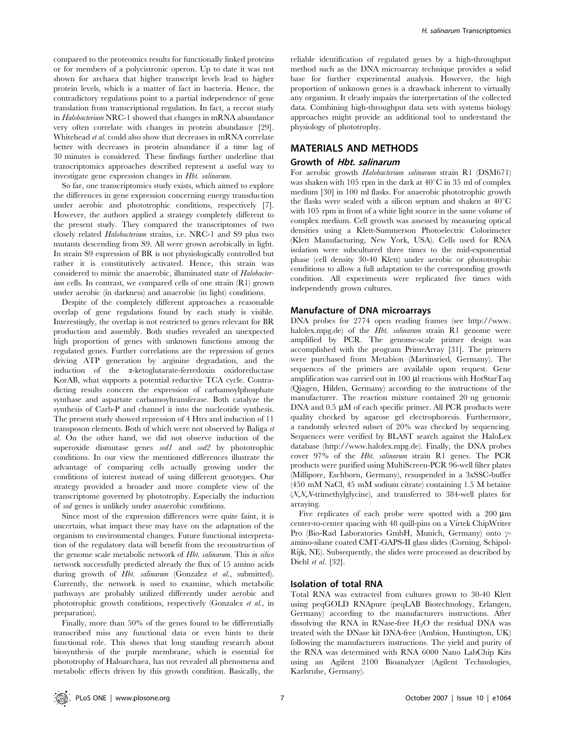compared to the proteomics results for functionally linked proteins or for members of a polycistronic operon. Up to date it was not shown for archaea that higher transcript levels lead to higher protein levels, which is a matter of fact in bacteria. Hence, the contradictory regulations point to a partial independence of gene translation from transcriptional regulation. In fact, a recent study in *Halobacterium* NRC-1 showed that changes in mRNA abundance very often correlate with changes in protein abundance [29]. Whitehead *et al.* could also show that decreases in mRNA correlate better with decreases in protein abundance if a time lag of 30 minutes is considered. These findings further underline that transcriptomics approaches described represent a useful way to investigate gene expression changes in *Hbt. salinarum*.

So far, one transcriptomics study exists, which aimed to explore the differences in gene expression concerning energy transduction under aerobic and phototrophic conditions, respectively [7]. However, the authors applied a strategy completely different to the present study. They compared the transcriptomes of two closely related *Halobacterium* strains, i.e. NRC-1 and S9 plus two mutants descending from S9. All were grown aerobically in light. In strain S9 expression of BR is not physiologically controlled but rather it is constitutively activated. Hence, this strain was considered to mimic the anaerobic, illuminated state of *Halobacterium* cells. In contrast, we compared cells of one strain (R1) grown under aerobic (in darkness) and anaerobic (in light) conditions.

Despite of the completely different approaches a reasonable overlap of gene regulations found by each study is visible. Interestingly, the overlap is not restricted to genes relevant for BR production and assembly. Both studies revealed an unexpected high proportion of genes with unknown functions among the regulated genes. Further correlations are the repression of genes driving ATP generation by arginine degradation, and the induction of the α-ketoglutarate-ferredoxin oxidoreductase KorAB, what supports a potential reductive TCA cycle. Contradicting results concern the expression of carbamoylphosphate synthase and aspartate carbamoyltransferase. Both catalyze the synthesis of Carb-P and channel it into the nucleotide synthesis. The present study showed repression of 4 Htrs and induction of 11 transposon elements. Both of which were not observed by Baliga *et al.* On the other hand, we did not observe induction of the superoxide dismutase genes *sod1* and *sod2* by phototrophic conditions. In our view the mentioned differences illustrate the advantage of comparing cells actually growing under the conditions of interest instead of using different genotypes. Our strategy provided a broader and more complete view of the transcriptome governed by phototrophy. Especially the induction of *sod* genes is unlikely under anaerobic conditions.

Since most of the expression differences were quite faint, it is uncertain, what impact these may have on the adaptation of the organism to environmental changes. Future functional interpretation of the regulatory data will benefit from the reconstruction of the genome scale metabolic network of *Hbt. salinarum*. This *in silico* network successfully predicted already the flux of 15 amino acids during growth of *Hbt. salinarum* (Gonzalez *et al.*, submitted). Currently, the network is used to examine, which metabolic pathways are probably utilized differently under aerobic and phototrophic growth conditions, respectively (Gonzalez *et al.*, in preparation).

Finally, more than 50% of the genes found to be differentially transcribed miss any functional data or even hints to their functional role. This shows that long standing research about biosynthesis of the purple membrane, which is essential for phototrophy of Haloarchaea, has not revealed all phenomena and metabolic effects driven by this growth condition. Basically, the reliable identification of regulated genes by a high-throughput method such as the DNA microarray technique provides a solid base for further experimental analysis. However, the high proportion of unknown genes is a drawback inherent to virtually any organism. It clearly impairs the interpretation of the collected data. Combining high-throughput data sets with systems biology approaches might provide an additional tool to understand the physiology of phototrophy.

## MATERIALS AND METHODS

### Growth of *Hbt. salinarum*

For aerobic growth *Halobacterium salinarum* strain R1 (DSM671) was shaken with 105 rpm in the dark at 40°C in 35 ml of complex medium [30] in 100 ml flasks. For anaerobic phototrophic growth the flasks were sealed with a silicon septum and shaken at 40°C with 105 rpm in front of a white light source in the same volume of complex medium. Cell growth was assessed by measuring optical densities using a Klett-Summerson Photoelectric Colorimeter (Klett Manufacturing, New York, USA). Cells used for RNA isolation were subcultured three times to the mid-exponential phase (cell density 30-40 Klett) under aerobic or phototrophic conditions to allow a full adaptation to the corresponding growth condition. All experiments were replicated five times with independently grown cultures.

### Manufacture of DNA microarrays

DNA probes for 2774 open reading frames (see http://www.halolex.mpg.de) of the *Hbt. salinarum* strain R1 genome were amplified by PCR. The genome-scale primer design was accomplished with the program PrimeArray [31]. The primers were purchased from Metabion (Martinsried, Germany). The sequences of the primers are available upon request. Gene amplification was carried out in 100 µl reactions with HotStarTaq (Qiagen, Hilden, Germany) according to the instructions of the manufacturer. The reaction mixture contained 20 ng genomic DNA and 0.5 µM of each specific primer. All PCR products were quality checked by agarose gel electrophoresis. Furthermore, a randomly selected subset of 20% was checked by sequencing. Sequences were verified by BLAST search against the HaloLex database (http://www.halolex.mpg.de). Finally, the DNA probes cover 97% of the *Hbt. salinarum* strain R1 genes. The PCR products were purified using MultiScreen-PCR 96-well filter plates (Millipore, Eschborn, Germany), resuspended in a 3xSSC-buffer (450 mM NaCl, 45 mM sodium citrate) containing 1.5 M betaine (*N*,*N*,*N*-trimethylglycine), and transferred to 384-well plates for arraying.

Five replicates of each probe were spotted with a 200 µm center-to-center spacing with 48 quill-pins on a Virtek ChipWriter Pro (Bio-Rad Laboratories GmbH, Munich, Germany) onto γ-amino-silane coated CMT-GAPS-II glass slides (Corning, Schipol-Rijk, NE). Subsequently, the slides were processed as described by Diehl *et al.* [32].

### Isolation of total RNA

Total RNA was extracted from cultures grown to 30-40 Klett using peqGOLD RNApure (peqLAB Biotechnology, Erlangen, Germany) according to the manufacturers instructions. After dissolving the RNA in RNase-free $H_2O$ the residual DNA was treated with the DNase kit DNA-free (Ambion, Huntington, UK) following the manufacturers instructions. The yield and purity of the RNA was determined with RNA 6000 Nano LabChip Kits using an Agilent 2100 Bioanalyzer (Agilent Technologies, Karlsruhe, Germany).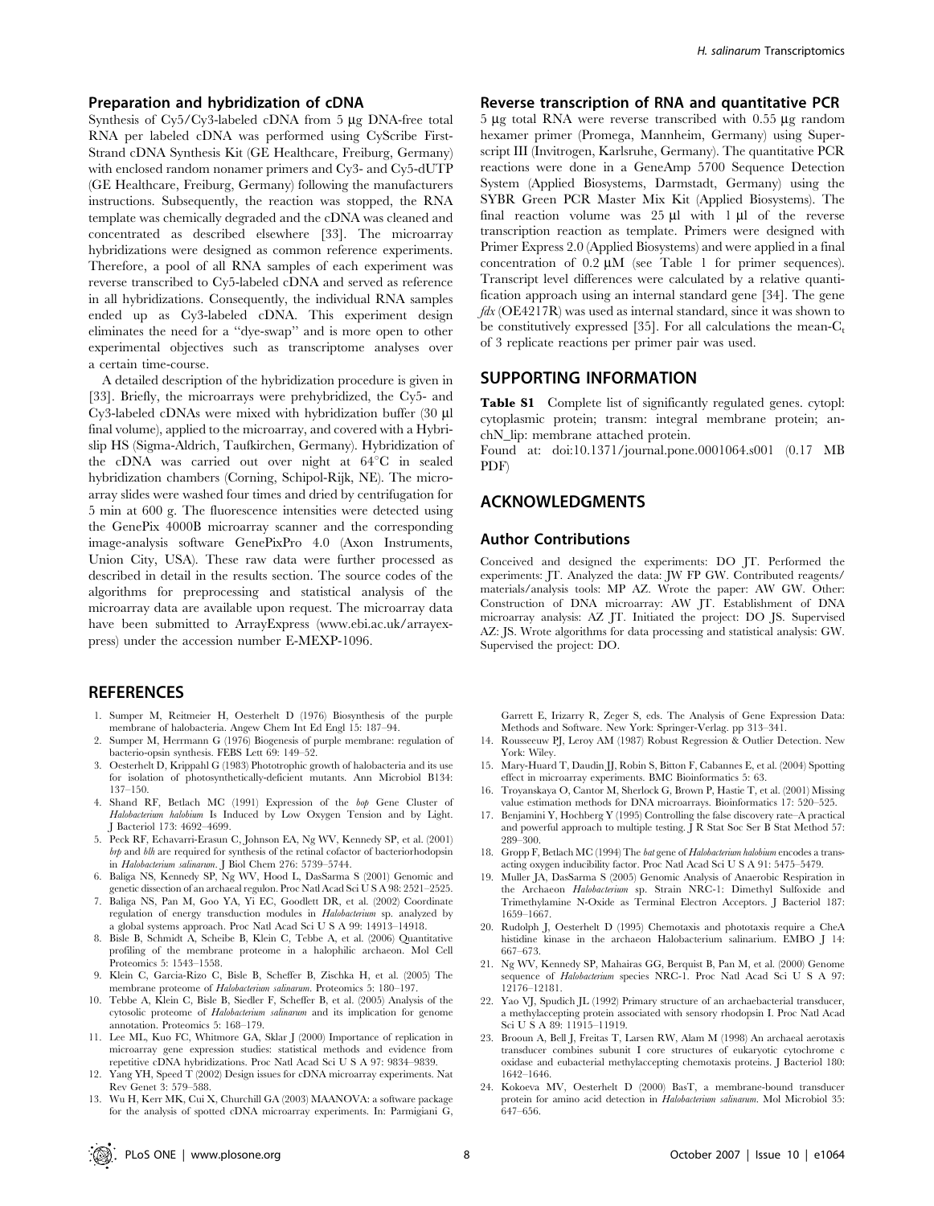### Preparation and hybridization of cDNA

Synthesis of Cy5/Cy3-labeled cDNA from 5 µg DNA-free total RNA per labeled cDNA was performed using CyScribe First-Strand cDNA Synthesis Kit (GE Healthcare, Freiburg, Germany) with enclosed random nonamer primers and Cy3- and Cy5-dUTP (GE Healthcare, Freiburg, Germany) following the manufacturers instructions. Subsequently, the reaction was stopped, the RNA template was chemically degraded and the cDNA was cleaned and concentrated as described elsewhere [33]. The microarray hybridizations were designed as common reference experiments. Therefore, a pool of all RNA samples of each experiment was reverse transcribed to Cy5-labeled cDNA and served as reference in all hybridizations. Consequently, the individual RNA samples ended up as Cy3-labeled cDNA. This experiment design eliminates the need for a "dye-swap" and is more open to other experimental objectives such as transcriptome analyses over a certain time-course.

A detailed description of the hybridization procedure is given in [33]. Briefly, the microarrays were prehybridized, the Cy5- and Cy3-labeled cDNAs were mixed with hybridization buffer (30 µl final volume), applied to the microarray, and covered with a Hybrislip HS (Sigma-Aldrich, Taufkirchen, Germany). Hybridization of the cDNA was carried out over night at 64°C in sealed hybridization chambers (Corning, Schipol-Rijk, NE). The microarray slides were washed four times and dried by centrifugation for 5 min at 600 g. The fluorescence intensities were detected using the GenePix 4000B microarray scanner and the corresponding image-analysis software GenePixPro 4.0 (Axon Instruments, Union City, USA). These raw data were further processed as described in detail in the results section. The source codes of the algorithms for preprocessing and statistical analysis of the microarray data are available upon request. The microarray data have been submitted to ArrayExpress (www.ebi.ac.uk/arrayexpress) under the accession number E-MEXP-1096.

### Reverse transcription of RNA and quantitative PCR

5 µg total RNA were reverse transcribed with 0.55 µg random hexamer primer (Promega, Mannheim, Germany) using Superscript III (Invitrogen, Karlsruhe, Germany). The quantitative PCR reactions were done in a GeneAmp 5700 Sequence Detection System (Applied Biosystems, Darmstadt, Germany) using the SYBR Green PCR Master Mix Kit (Applied Biosystems). The final reaction volume was 25 µl with 1 µl of the reverse transcription reaction as template. Primers were designed with Primer Express 2.0 (Applied Biosystems) and were applied in a final concentration of 0.2 µM (see Table 1 for primer sequences). Transcript level differences were calculated by a relative quantification approach using an internal standard gene [34]. The gene *fdx* (OE4217R) was used as internal standard, since it was shown to be constitutively expressed [35]. For all calculations the mean-$C_t$ of 3 replicate reactions per primer pair was used.

## SUPPORTING INFORMATION

**Table S1** Complete list of significantly regulated genes. cytopl: cytoplasmic protein; transm: integral membrane protein; anchN_lip: membrane attached protein.

Found at: doi:10.1371/journal.pone.0001064.s001 (0.17 MB PDF)

## ACKNOWLEDGMENTS

### Author Contributions

Conceived and designed the experiments: DO JT. Performed the experiments: JT. Analyzed the data: JW FP GW. Contributed reagents/materials/analysis tools: MP AZ. Wrote the paper: AW GW. Other: Construction of DNA microarray: AW JT. Establishment of DNA microarray analysis: AZ JT. Initiated the project: DO JS. Supervised AZ: JS. Wrote algorithms for data processing and statistical analysis: GW. Supervised the project: DO.

## REFERENCES

1. Sumper M, Reitmeier H, Oesterhelt D (1976) Biosynthesis of the purple membrane of halobacteria. Angew Chem Int Ed Engl 15: 187–94.
2. Sumper M, Herrmann G (1976) Biogenesis of purple membrane: regulation of bacterio-opsin synthesis. FEBS Lett 69: 149–52.
3. Oesterhelt D, Krippahl G (1983) Phototrophic growth of halobacteria and its use for isolation of photosynthetically-deficient mutants. Ann Microbiol B134: 137–150.
4. Shand RF, Betlach MC (1991) Expression of the *bop* Gene Cluster of *Halobacterium halobium* Is Induced by Low Oxygen Tension and by Light. J Bacteriol 173: 4692–4699.
5. Peck RF, Echavarri-Erasun C, Johnson EA, Ng WV, Kennedy SP, et al. (2001) *brp* and *blh* are required for synthesis of the retinal cofactor of bacteriorhodopsin in *Halobacterium salinarum*. J Biol Chem 276: 5739–5744.
6. Baliga NS, Kennedy SP, Ng WV, Hood L, DasSarma S (2001) Genomic and genetic dissection of an archaeal regulon. Proc Natl Acad Sci U S A 98: 2521–2525.
7. Baliga NS, Pan M, Goo YA, Yi EC, Goodlett DR, et al. (2002) Coordinate regulation of energy transduction modules in *Halobacterium* sp. analyzed by a global systems approach. Proc Natl Acad Sci U S A 99: 14913–14918.
8. Bisle B, Schmidt A, Scheibe B, Klein C, Tebbe A, et al. (2006) Quantitative profiling of the membrane proteome in a halophilic archaeon. Mol Cell Proteomics 5: 1543–1558.
9. Klein C, Garcia-Rizo C, Bisle B, Scheffer B, Zischka H, et al. (2005) The membrane proteome of *Halobacterium salinarum*. Proteomics 5: 180–197.
10. Tebbe A, Klein C, Bisle B, Siedler F, Scheffer B, et al. (2005) Analysis of the cytosolic proteome of *Halobacterium salinarum* and its implication for genome annotation. Proteomics 5: 168–179.
11. Lee ML, Kuo FC, Whitmore GA, Sklar J (2000) Importance of replication in microarray gene expression studies: statistical methods and evidence from repetitive cDNA hybridizations. Proc Natl Acad Sci U S A 97: 9834–9839.
12. Yang YH, Speed T (2002) Design issues for cDNA microarray experiments. Nat Rev Genet 3: 579–588.
13. Wu H, Kerr MK, Cui X, Churchill GA (2003) MAANOVA: a software package for the analysis of spotted cDNA microarray experiments. In: Parmigiani G, Garrett E, Irizarry R, Zeger S, eds. The Analysis of Gene Expression Data: Methods and Software. New York: Springer-Verlag. pp 313–341.
14. Rousseeuw PJ, Leroy AM (1987) Robust Regression & Outlier Detection. New York: Wiley.
15. Mary-Huard T, Daudin JJ, Robin S, Bitton F, Cabannes E, et al. (2004) Spotting effect in microarray experiments. BMC Bioinformatics 5: 63.
16. Troyanskaya O, Cantor M, Sherlock G, Brown P, Hastie T, et al. (2001) Missing value estimation methods for DNA microarrays. Bioinformatics 17: 520–525.
17. Benjamini Y, Hochberg Y (1995) Controlling the false discovery rate–A practical and powerful approach to multiple testing. J R Stat Soc Ser B Stat Method 57: 289–300.
18. Gropp F, Betlach MC (1994) The *bat* gene of *Halobacterium halobium* encodes a trans-acting oxygen inducibility factor. Proc Natl Acad Sci U S A 91: 5475–5479.
19. Muller JA, DasSarma S (2005) Genomic Analysis of Anaerobic Respiration in the Archaeon *Halobacterium* sp. Strain NRC-1: Dimethyl Sulfoxide and Trimethylamine N-Oxide as Terminal Electron Acceptors. J Bacteriol 187: 1659–1667.
20. Rudolph J, Oesterhelt D (1995) Chemotaxis and phototaxis require a CheA histidine kinase in the archaeon Halobacterium salinarium. EMBO J 14: 667–673.
21. Ng WV, Kennedy SP, Mahairas GG, Berquist B, Pan M, et al. (2000) Genome sequence of *Halobacterium* species NRC-1. Proc Natl Acad Sci U S A 97: 12176–12181.
22. Yao VJ, Spudich JL (1992) Primary structure of an archaebacterial transducer, a methylaccepting protein associated with sensory rhodopsin I. Proc Natl Acad Sci U S A 89: 11915–11919.
23. Brooun A, Bell J, Freitas T, Larsen RW, Alam M (1998) An archaeal aerotaxis transducer combines subunit I core structures of eukaryotic cytochrome c oxidase and eubacterial methylaccepting chemotaxis proteins. J Bacteriol 180: 1642–1646.
24. Kokoeva MV, Oesterhelt D (2000) BasT, a membrane-bound transducer protein for amino acid detection in *Halobacterium salinarum*. Mol Microbiol 35: 647–656.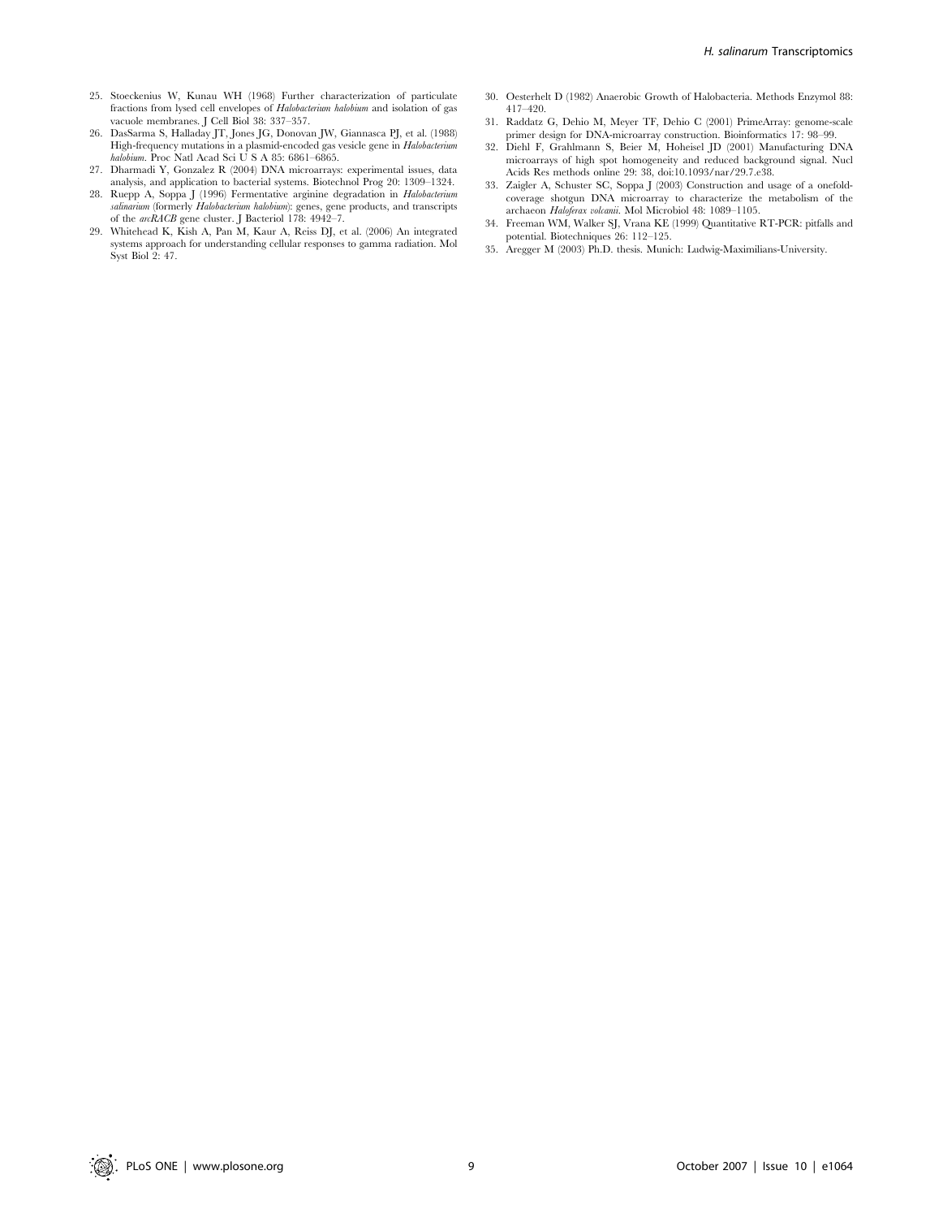25. Stoeckenius W, Kunau WH (1968) Further characterization of particulate fractions from lysed cell envelopes of *Halobacterium halobium* and isolation of gas vacuole membranes. J Cell Biol 38: 337–357.
26. DasSarma S, Halladay JT, Jones JG, Donovan JW, Giannasca PJ, et al. (1988) High-frequency mutations in a plasmid-encoded gas vesicle gene in *Halobacterium halobium*. Proc Natl Acad Sci U S A 85: 6861–6865.
27. Dharmadi Y, Gonzalez R (2004) DNA microarrays: experimental issues, data analysis, and application to bacterial systems. Biotechnol Prog 20: 1309–1324.
28. Ruepp A, Soppa J (1996) Fermentative arginine degradation in *Halobacterium salinarium* (formerly *Halobacterium halobium*): genes, gene products, and transcripts of the *arcRACB* gene cluster. J Bacteriol 178: 4942–7.
29. Whitehead K, Kish A, Pan M, Kaur A, Reiss DJ, et al. (2006) An integrated systems approach for understanding cellular responses to gamma radiation. Mol Syst Biol 2: 47.
30. Oesterhelt D (1982) Anaerobic Growth of Halobacteria. Methods Enzymol 88: 417–420.
31. Raddatz G, Dehio M, Meyer TF, Dehio C (2001) PrimeArray: genome-scale primer design for DNA-microarray construction. Bioinformatics 17: 98–99.
32. Diehl F, Grahlmann S, Beier M, Hoheisel JD (2001) Manufacturing DNA microarrays of high spot homogeneity and reduced background signal. Nucl Acids Res methods online 29: 38, doi:10.1093/nar/29.7.e38.
33. Zaigler A, Schuster SC, Soppa J (2003) Construction and usage of a onefold-coverage shotgun DNA microarray to characterize the metabolism of the archaeon *Haloferax volcanii*. Mol Microbiol 48: 1089–1105.
34. Freeman WM, Walker SJ, Vrana KE (1999) Quantitative RT-PCR: pitfalls and potential. Biotechniques 26: 112–125.
35. Aregger M (2003) Ph.D. thesis. Munich: Ludwig-Maximilians-University.